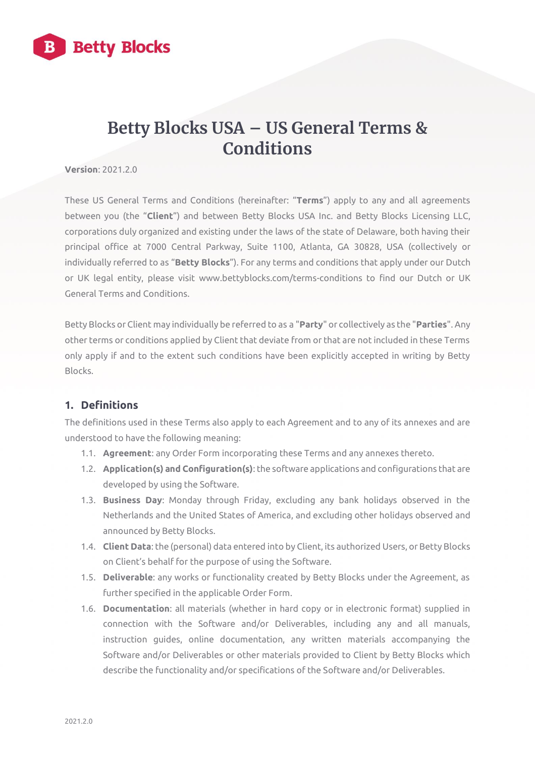# Betty Blocks USA – US General Terms & Conditions

**Version**: 2021.2.0

These US General Terms and Conditions (hereinafter: "**Terms**") apply to any and all agreements between you (the "**Client**") and between Betty Blocks USA Inc. and Betty Blocks Licensing LLC, corporations duly organized and existing under the laws of the state of Delaware, both having their principal office at 7000 Central Parkway, Suite 1100, Atlanta, GA 30828, USA (collectively or individually referred to as "**Betty Blocks**"). For any terms and conditions that apply under our Dutch or UK legal entity, please visit www.bettyblocks.com/terms-conditions to find our Dutch or UK General Terms and Conditions.

Betty Blocks or Client may individually be referred to as a "**Party**" or collectively as the "**Parties**". Any other terms or conditions applied by Client that deviate from or that are not included in these Terms only apply if and to the extent such conditions have been explicitly accepted in writing by Betty Blocks.

## 1. Definitions

The definitions used in these Terms also apply to each Agreement and to any of its annexes and are understood to have the following meaning:

1.1. **Agreement**: any Order Form incorporating these Terms and any annexes thereto.

1.2. **Application(s) and Configuration(s)**: the software applications and configurations that are developed by using the Software.

1.3. **Business Day**: Monday through Friday, excluding any bank holidays observed in the Netherlands and the United States of America, and excluding other holidays observed and announced by Betty Blocks.

1.4. **Client Data**: the (personal) data entered into by Client, its authorized Users, or Betty Blocks on Client's behalf for the purpose of using the Software.

1.5. **Deliverable**: any works or functionality created by Betty Blocks under the Agreement, as further specified in the applicable Order Form.

1.6. **Documentation**: all materials (whether in hard copy or in electronic format) supplied in connection with the Software and/or Deliverables, including any and all manuals, instruction guides, online documentation, any written materials accompanying the Software and/or Deliverables or other materials provided to Client by Betty Blocks which describe the functionality and/or specifications of the Software and/or Deliverables.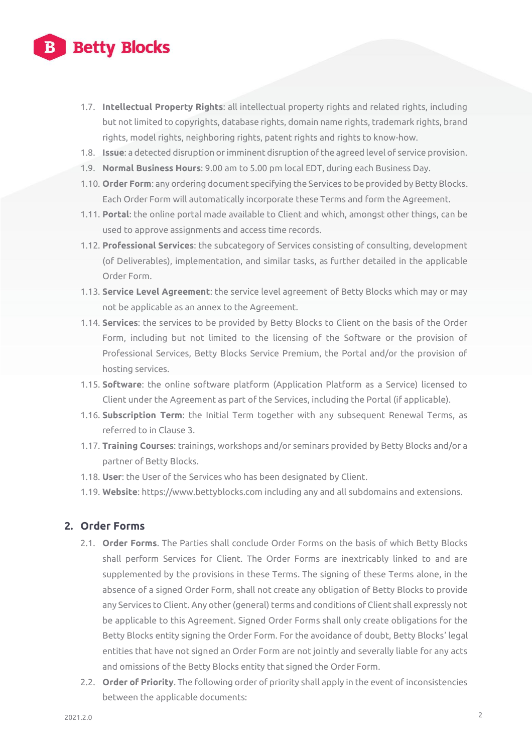1.7. **Intellectual Property Rights**: all intellectual property rights and related rights, including but not limited to copyrights, database rights, domain name rights, trademark rights, brand rights, model rights, neighboring rights, patent rights and rights to know-how.

1.8. **Issue**: a detected disruption or imminent disruption of the agreed level of service provision.

1.9. **Normal Business Hours**: 9.00 am to 5.00 pm local EDT, during each Business Day.

1.10. **Order Form**: any ordering document specifying the Services to be provided by Betty Blocks. Each Order Form will automatically incorporate these Terms and form the Agreement.

1.11. **Portal**: the online portal made available to Client and which, amongst other things, can be used to approve assignments and access time records.

1.12. **Professional Services**: the subcategory of Services consisting of consulting, development (of Deliverables), implementation, and similar tasks, as further detailed in the applicable Order Form.

1.13. **Service Level Agreement**: the service level agreement of Betty Blocks which may or may not be applicable as an annex to the Agreement.

1.14. **Services**: the services to be provided by Betty Blocks to Client on the basis of the Order Form, including but not limited to the licensing of the Software or the provision of Professional Services, Betty Blocks Service Premium, the Portal and/or the provision of hosting services.

1.15. **Software**: the online software platform (Application Platform as a Service) licensed to Client under the Agreement as part of the Services, including the Portal (if applicable).

1.16. **Subscription Term**: the Initial Term together with any subsequent Renewal Terms, as referred to in Clause 3.

1.17. **Training Courses**: trainings, workshops and/or seminars provided by Betty Blocks and/or a partner of Betty Blocks.

1.18. **User**: the User of the Services who has been designated by Client.

1.19. **Website**: https://www.bettyblocks.com including any and all subdomains and extensions.

## 2. Order Forms

2.1. **Order Forms**. The Parties shall conclude Order Forms on the basis of which Betty Blocks shall perform Services for Client. The Order Forms are inextricably linked to and are supplemented by the provisions in these Terms. The signing of these Terms alone, in the absence of a signed Order Form, shall not create any obligation of Betty Blocks to provide any Services to Client. Any other (general) terms and conditions of Client shall expressly not be applicable to this Agreement. Signed Order Forms shall only create obligations for the Betty Blocks entity signing the Order Form. For the avoidance of doubt, Betty Blocks' legal entities that have not signed an Order Form are not jointly and severally liable for any acts and omissions of the Betty Blocks entity that signed the Order Form.

2.2. **Order of Priority**. The following order of priority shall apply in the event of inconsistencies between the applicable documents: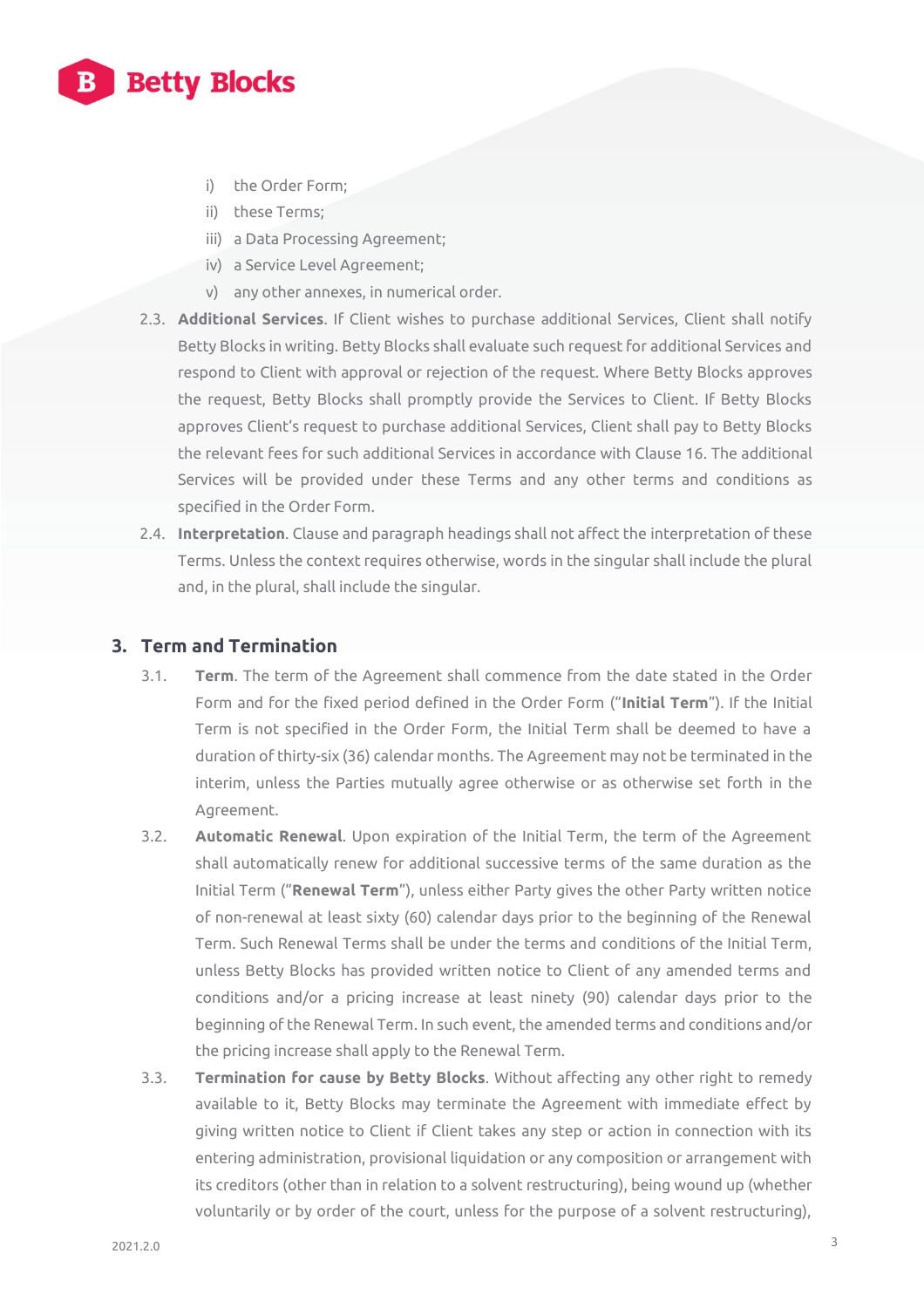i) the Order Form;
ii) these Terms;
iii) a Data Processing Agreement;
iv) a Service Level Agreement;
v) any other annexes, in numerical order.

2.3. **Additional Services**. If Client wishes to purchase additional Services, Client shall notify Betty Blocks in writing. Betty Blocks shall evaluate such request for additional Services and respond to Client with approval or rejection of the request. Where Betty Blocks approves the request, Betty Blocks shall promptly provide the Services to Client. If Betty Blocks approves Client's request to purchase additional Services, Client shall pay to Betty Blocks the relevant fees for such additional Services in accordance with Clause 16. The additional Services will be provided under these Terms and any other terms and conditions as specified in the Order Form.

2.4. **Interpretation**. Clause and paragraph headings shall not affect the interpretation of these Terms. Unless the context requires otherwise, words in the singular shall include the plural and, in the plural, shall include the singular.

## 3. Term and Termination

3.1. **Term**. The term of the Agreement shall commence from the date stated in the Order Form and for the fixed period defined in the Order Form ("**Initial Term**"). If the Initial Term is not specified in the Order Form, the Initial Term shall be deemed to have a duration of thirty-six (36) calendar months. The Agreement may not be terminated in the interim, unless the Parties mutually agree otherwise or as otherwise set forth in the Agreement.

3.2. **Automatic Renewal**. Upon expiration of the Initial Term, the term of the Agreement shall automatically renew for additional successive terms of the same duration as the Initial Term ("**Renewal Term**"), unless either Party gives the other Party written notice of non-renewal at least sixty (60) calendar days prior to the beginning of the Renewal Term. Such Renewal Terms shall be under the terms and conditions of the Initial Term, unless Betty Blocks has provided written notice to Client of any amended terms and conditions and/or a pricing increase at least ninety (90) calendar days prior to the beginning of the Renewal Term. In such event, the amended terms and conditions and/or the pricing increase shall apply to the Renewal Term.

3.3. **Termination for cause by Betty Blocks**. Without affecting any other right to remedy available to it, Betty Blocks may terminate the Agreement with immediate effect by giving written notice to Client if Client takes any step or action in connection with its entering administration, provisional liquidation or any composition or arrangement with its creditors (other than in relation to a solvent restructuring), being wound up (whether voluntarily or by order of the court, unless for the purpose of a solvent restructuring),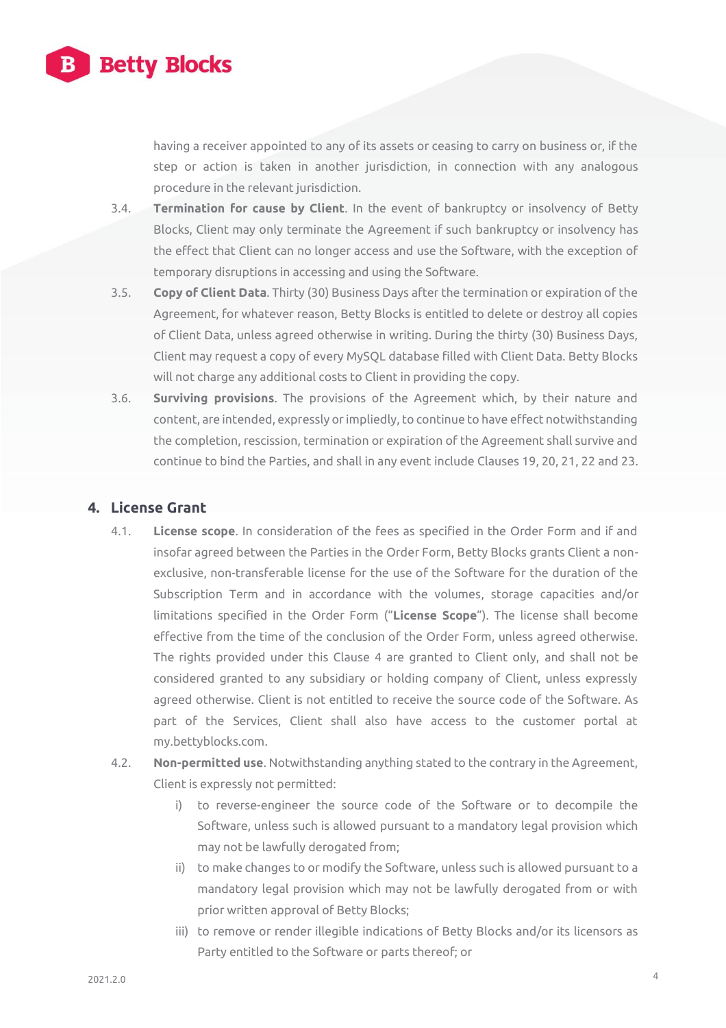having a receiver appointed to any of its assets or ceasing to carry on business or, if the step or action is taken in another jurisdiction, in connection with any analogous procedure in the relevant jurisdiction.

3.4. **Termination for cause by Client**. In the event of bankruptcy or insolvency of Betty Blocks, Client may only terminate the Agreement if such bankruptcy or insolvency has the effect that Client can no longer access and use the Software, with the exception of temporary disruptions in accessing and using the Software.

3.5. **Copy of Client Data**. Thirty (30) Business Days after the termination or expiration of the Agreement, for whatever reason, Betty Blocks is entitled to delete or destroy all copies of Client Data, unless agreed otherwise in writing. During the thirty (30) Business Days, Client may request a copy of every MySQL database filled with Client Data. Betty Blocks will not charge any additional costs to Client in providing the copy.

3.6. **Surviving provisions**. The provisions of the Agreement which, by their nature and content, are intended, expressly or impliedly, to continue to have effect notwithstanding the completion, rescission, termination or expiration of the Agreement shall survive and continue to bind the Parties, and shall in any event include Clauses 19, 20, 21, 22 and 23.

## 4. License Grant

4.1. **License scope**. In consideration of the fees as specified in the Order Form and if and insofar agreed between the Parties in the Order Form, Betty Blocks grants Client a non-exclusive, non-transferable license for the use of the Software for the duration of the Subscription Term and in accordance with the volumes, storage capacities and/or limitations specified in the Order Form ("**License Scope**"). The license shall become effective from the time of the conclusion of the Order Form, unless agreed otherwise. The rights provided under this Clause 4 are granted to Client only, and shall not be considered granted to any subsidiary or holding company of Client, unless expressly agreed otherwise. Client is not entitled to receive the source code of the Software. As part of the Services, Client shall also have access to the customer portal at my.bettyblocks.com.

4.2. **Non-permitted use**. Notwithstanding anything stated to the contrary in the Agreement, Client is expressly not permitted:

i) to reverse-engineer the source code of the Software or to decompile the Software, unless such is allowed pursuant to a mandatory legal provision which may not be lawfully derogated from;

ii) to make changes to or modify the Software, unless such is allowed pursuant to a mandatory legal provision which may not be lawfully derogated from or with prior written approval of Betty Blocks;

iii) to remove or render illegible indications of Betty Blocks and/or its licensors as Party entitled to the Software or parts thereof; or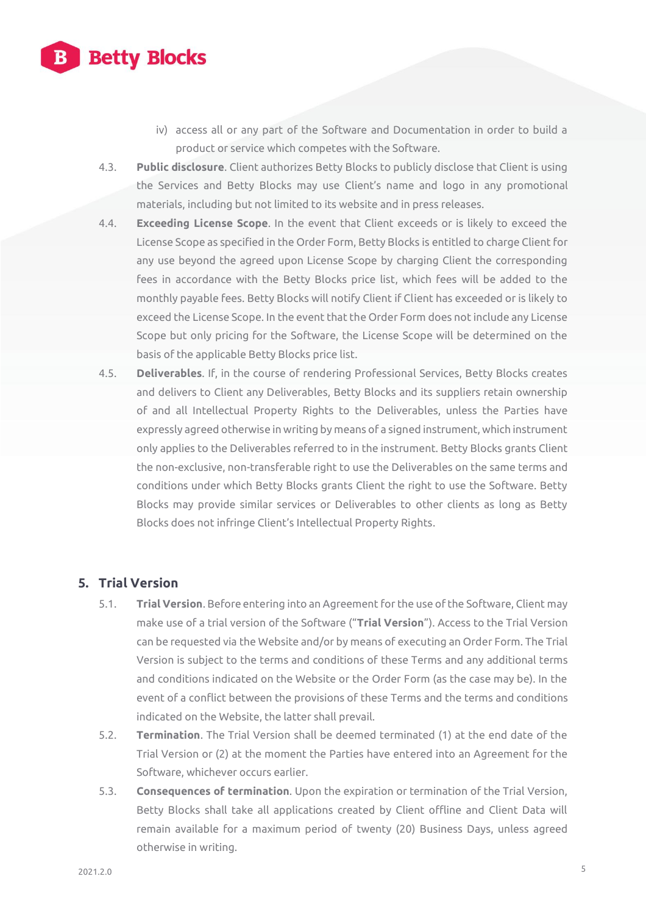iv) access all or any part of the Software and Documentation in order to build a product or service which competes with the Software.

4.3. **Public disclosure**. Client authorizes Betty Blocks to publicly disclose that Client is using the Services and Betty Blocks may use Client's name and logo in any promotional materials, including but not limited to its website and in press releases.

4.4. **Exceeding License Scope**. In the event that Client exceeds or is likely to exceed the License Scope as specified in the Order Form, Betty Blocks is entitled to charge Client for any use beyond the agreed upon License Scope by charging Client the corresponding fees in accordance with the Betty Blocks price list, which fees will be added to the monthly payable fees. Betty Blocks will notify Client if Client has exceeded or is likely to exceed the License Scope. In the event that the Order Form does not include any License Scope but only pricing for the Software, the License Scope will be determined on the basis of the applicable Betty Blocks price list.

4.5. **Deliverables**. If, in the course of rendering Professional Services, Betty Blocks creates and delivers to Client any Deliverables, Betty Blocks and its suppliers retain ownership of and all Intellectual Property Rights to the Deliverables, unless the Parties have expressly agreed otherwise in writing by means of a signed instrument, which instrument only applies to the Deliverables referred to in the instrument. Betty Blocks grants Client the non-exclusive, non-transferable right to use the Deliverables on the same terms and conditions under which Betty Blocks grants Client the right to use the Software. Betty Blocks may provide similar services or Deliverables to other clients as long as Betty Blocks does not infringe Client's Intellectual Property Rights.

## 5. Trial Version

5.1. **Trial Version**. Before entering into an Agreement for the use of the Software, Client may make use of a trial version of the Software ("**Trial Version**"). Access to the Trial Version can be requested via the Website and/or by means of executing an Order Form. The Trial Version is subject to the terms and conditions of these Terms and any additional terms and conditions indicated on the Website or the Order Form (as the case may be). In the event of a conflict between the provisions of these Terms and the terms and conditions indicated on the Website, the latter shall prevail.

5.2. **Termination**. The Trial Version shall be deemed terminated (1) at the end date of the Trial Version or (2) at the moment the Parties have entered into an Agreement for the Software, whichever occurs earlier.

5.3. **Consequences of termination**. Upon the expiration or termination of the Trial Version, Betty Blocks shall take all applications created by Client offline and Client Data will remain available for a maximum period of twenty (20) Business Days, unless agreed otherwise in writing.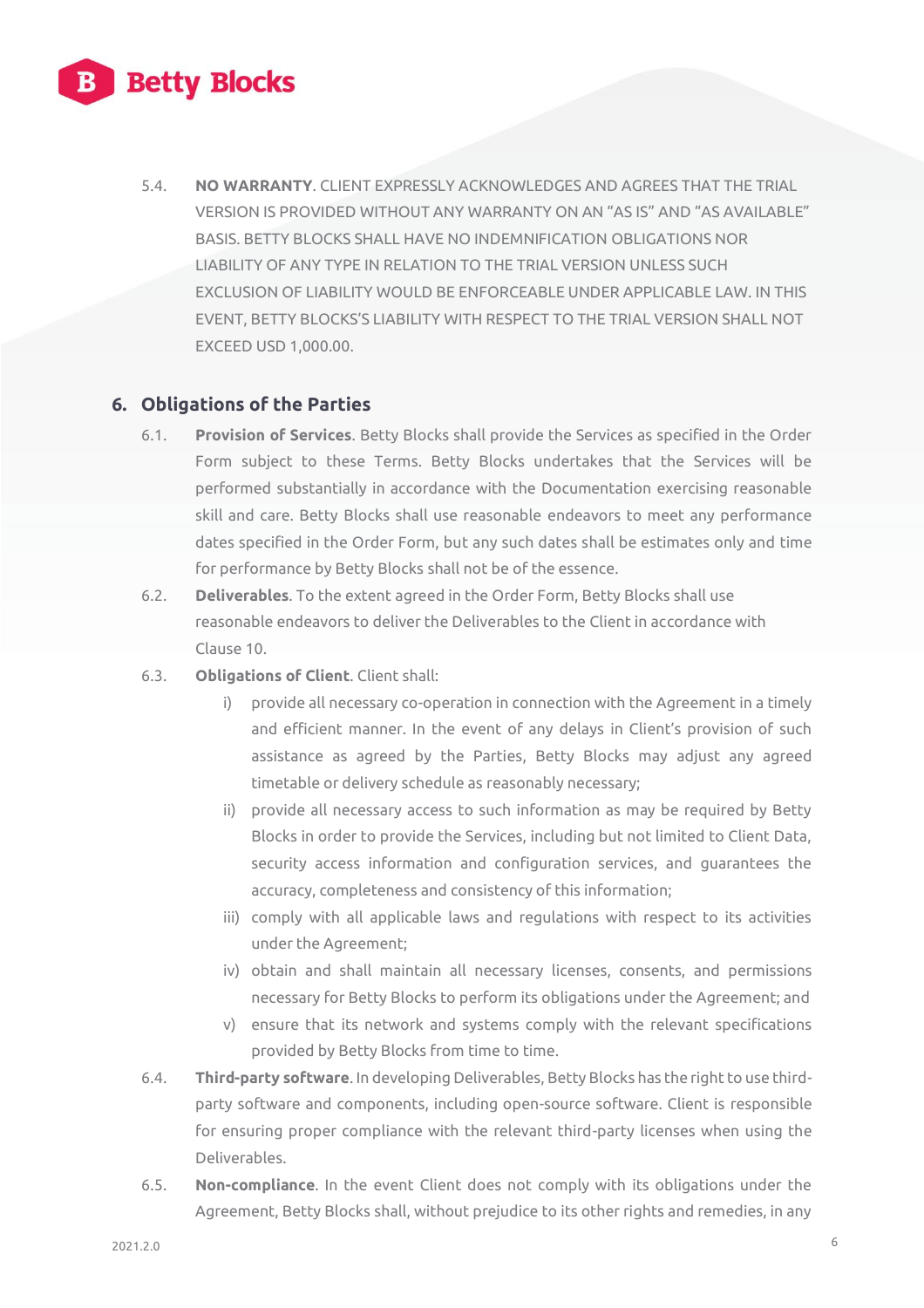5.4. **NO WARRANTY**. CLIENT EXPRESSLY ACKNOWLEDGES AND AGREES THAT THE TRIAL VERSION IS PROVIDED WITHOUT ANY WARRANTY ON AN "AS IS" AND "AS AVAILABLE" BASIS. BETTY BLOCKS SHALL HAVE NO INDEMNIFICATION OBLIGATIONS NOR LIABILITY OF ANY TYPE IN RELATION TO THE TRIAL VERSION UNLESS SUCH EXCLUSION OF LIABILITY WOULD BE ENFORCEABLE UNDER APPLICABLE LAW. IN THIS EVENT, BETTY BLOCKS'S LIABILITY WITH RESPECT TO THE TRIAL VERSION SHALL NOT EXCEED USD 1,000.00.

## 6. Obligations of the Parties

6.1. **Provision of Services**. Betty Blocks shall provide the Services as specified in the Order Form subject to these Terms. Betty Blocks undertakes that the Services will be performed substantially in accordance with the Documentation exercising reasonable skill and care. Betty Blocks shall use reasonable endeavors to meet any performance dates specified in the Order Form, but any such dates shall be estimates only and time for performance by Betty Blocks shall not be of the essence.

6.2. **Deliverables**. To the extent agreed in the Order Form, Betty Blocks shall use reasonable endeavors to deliver the Deliverables to the Client in accordance with Clause 10.

6.3. **Obligations of Client**. Client shall:

i) provide all necessary co-operation in connection with the Agreement in a timely and efficient manner. In the event of any delays in Client's provision of such assistance as agreed by the Parties, Betty Blocks may adjust any agreed timetable or delivery schedule as reasonably necessary;

ii) provide all necessary access to such information as may be required by Betty Blocks in order to provide the Services, including but not limited to Client Data, security access information and configuration services, and guarantees the accuracy, completeness and consistency of this information;

iii) comply with all applicable laws and regulations with respect to its activities under the Agreement;

iv) obtain and shall maintain all necessary licenses, consents, and permissions necessary for Betty Blocks to perform its obligations under the Agreement; and

v) ensure that its network and systems comply with the relevant specifications provided by Betty Blocks from time to time.

6.4. **Third-party software**. In developing Deliverables, Betty Blocks has the right to use third-party software and components, including open-source software. Client is responsible for ensuring proper compliance with the relevant third-party licenses when using the Deliverables.

6.5. **Non-compliance**. In the event Client does not comply with its obligations under the Agreement, Betty Blocks shall, without prejudice to its other rights and remedies, in any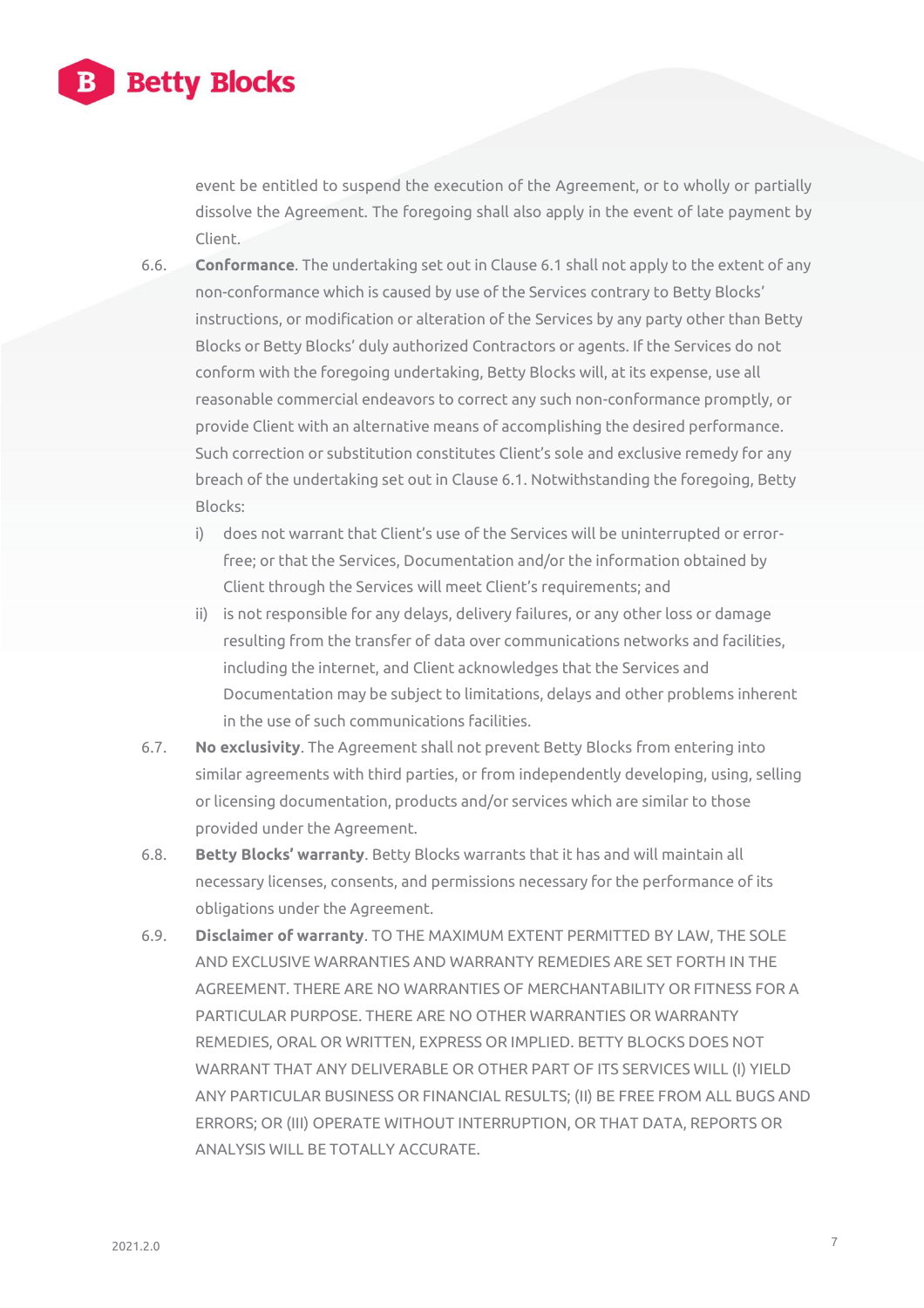event be entitled to suspend the execution of the Agreement, or to wholly or partially dissolve the Agreement. The foregoing shall also apply in the event of late payment by Client.

6.6. **Conformance**. The undertaking set out in Clause 6.1 shall not apply to the extent of any non-conformance which is caused by use of the Services contrary to Betty Blocks' instructions, or modification or alteration of the Services by any party other than Betty Blocks or Betty Blocks' duly authorized Contractors or agents. If the Services do not conform with the foregoing undertaking, Betty Blocks will, at its expense, use all reasonable commercial endeavors to correct any such non-conformance promptly, or provide Client with an alternative means of accomplishing the desired performance. Such correction or substitution constitutes Client's sole and exclusive remedy for any breach of the undertaking set out in Clause 6.1. Notwithstanding the foregoing, Betty Blocks:

   i) does not warrant that Client's use of the Services will be uninterrupted or error-free; or that the Services, Documentation and/or the information obtained by Client through the Services will meet Client's requirements; and

   ii) is not responsible for any delays, delivery failures, or any other loss or damage resulting from the transfer of data over communications networks and facilities, including the internet, and Client acknowledges that the Services and Documentation may be subject to limitations, delays and other problems inherent in the use of such communications facilities.

6.7. **No exclusivity**. The Agreement shall not prevent Betty Blocks from entering into similar agreements with third parties, or from independently developing, using, selling or licensing documentation, products and/or services which are similar to those provided under the Agreement.

6.8. **Betty Blocks' warranty**. Betty Blocks warrants that it has and will maintain all necessary licenses, consents, and permissions necessary for the performance of its obligations under the Agreement.

6.9. **Disclaimer of warranty**. TO THE MAXIMUM EXTENT PERMITTED BY LAW, THE SOLE AND EXCLUSIVE WARRANTIES AND WARRANTY REMEDIES ARE SET FORTH IN THE AGREEMENT. THERE ARE NO WARRANTIES OF MERCHANTABILITY OR FITNESS FOR A PARTICULAR PURPOSE. THERE ARE NO OTHER WARRANTIES OR WARRANTY REMEDIES, ORAL OR WRITTEN, EXPRESS OR IMPLIED. BETTY BLOCKS DOES NOT WARRANT THAT ANY DELIVERABLE OR OTHER PART OF ITS SERVICES WILL (I) YIELD ANY PARTICULAR BUSINESS OR FINANCIAL RESULTS; (II) BE FREE FROM ALL BUGS AND ERRORS; OR (III) OPERATE WITHOUT INTERRUPTION, OR THAT DATA, REPORTS OR ANALYSIS WILL BE TOTALLY ACCURATE.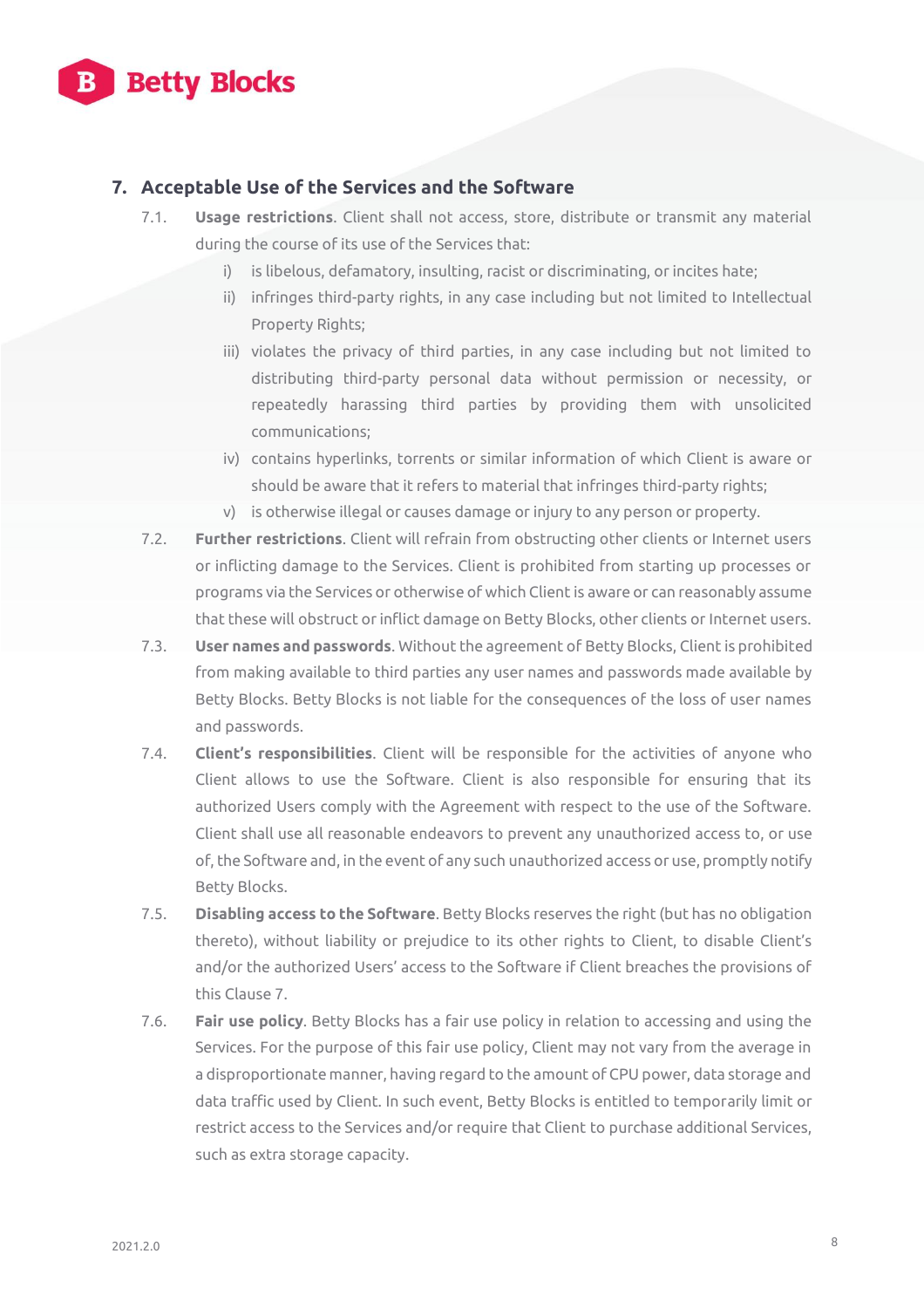## 7. Acceptable Use of the Services and the Software

7.1. **Usage restrictions**. Client shall not access, store, distribute or transmit any material during the course of its use of the Services that:

   i) is libelous, defamatory, insulting, racist or discriminating, or incites hate;
   
   ii) infringes third-party rights, in any case including but not limited to Intellectual Property Rights;
   
   iii) violates the privacy of third parties, in any case including but not limited to distributing third-party personal data without permission or necessity, or repeatedly harassing third parties by providing them with unsolicited communications;
   
   iv) contains hyperlinks, torrents or similar information of which Client is aware or should be aware that it refers to material that infringes third-party rights;
   
   v) is otherwise illegal or causes damage or injury to any person or property.

7.2. **Further restrictions**. Client will refrain from obstructing other clients or Internet users or inflicting damage to the Services. Client is prohibited from starting up processes or programs via the Services or otherwise of which Client is aware or can reasonably assume that these will obstruct or inflict damage on Betty Blocks, other clients or Internet users.

7.3. **User names and passwords**. Without the agreement of Betty Blocks, Client is prohibited from making available to third parties any user names and passwords made available by Betty Blocks. Betty Blocks is not liable for the consequences of the loss of user names and passwords.

7.4. **Client's responsibilities**. Client will be responsible for the activities of anyone who Client allows to use the Software. Client is also responsible for ensuring that its authorized Users comply with the Agreement with respect to the use of the Software. Client shall use all reasonable endeavors to prevent any unauthorized access to, or use of, the Software and, in the event of any such unauthorized access or use, promptly notify Betty Blocks.

7.5. **Disabling access to the Software**. Betty Blocks reserves the right (but has no obligation thereto), without liability or prejudice to its other rights to Client, to disable Client's and/or the authorized Users' access to the Software if Client breaches the provisions of this Clause 7.

7.6. **Fair use policy**. Betty Blocks has a fair use policy in relation to accessing and using the Services. For the purpose of this fair use policy, Client may not vary from the average in a disproportionate manner, having regard to the amount of CPU power, data storage and data traffic used by Client. In such event, Betty Blocks is entitled to temporarily limit or restrict access to the Services and/or require that Client to purchase additional Services, such as extra storage capacity.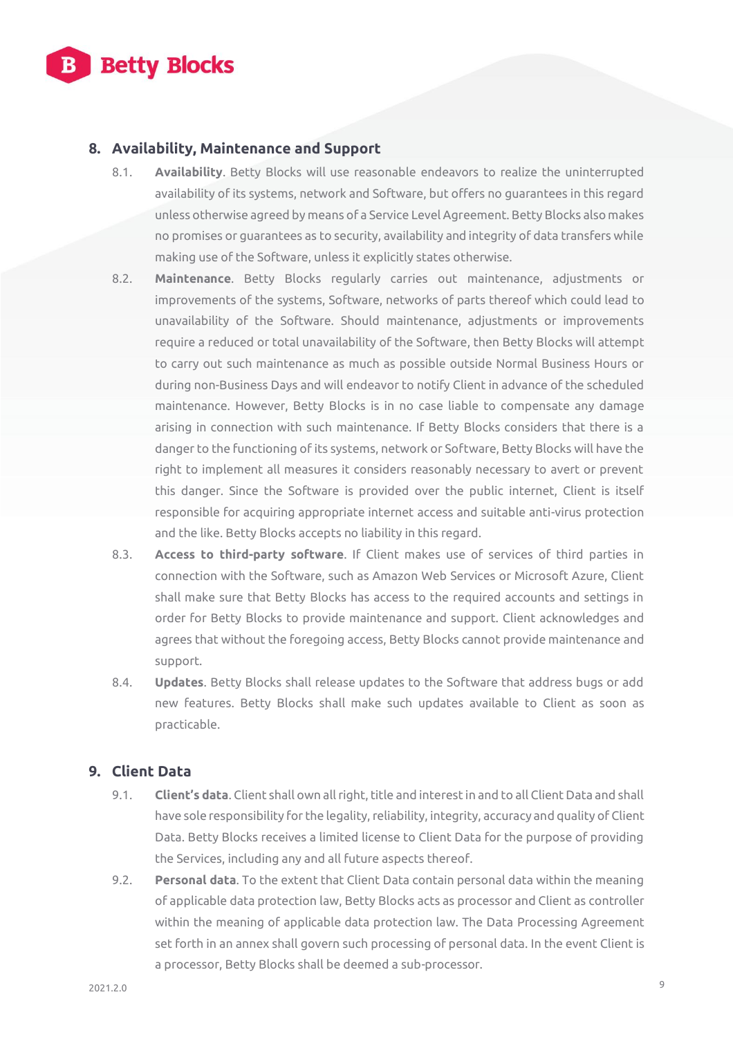## 8. Availability, Maintenance and Support

8.1. **Availability**. Betty Blocks will use reasonable endeavors to realize the uninterrupted availability of its systems, network and Software, but offers no guarantees in this regard unless otherwise agreed by means of a Service Level Agreement. Betty Blocks also makes no promises or guarantees as to security, availability and integrity of data transfers while making use of the Software, unless it explicitly states otherwise.

8.2. **Maintenance**. Betty Blocks regularly carries out maintenance, adjustments or improvements of the systems, Software, networks of parts thereof which could lead to unavailability of the Software. Should maintenance, adjustments or improvements require a reduced or total unavailability of the Software, then Betty Blocks will attempt to carry out such maintenance as much as possible outside Normal Business Hours or during non-Business Days and will endeavor to notify Client in advance of the scheduled maintenance. However, Betty Blocks is in no case liable to compensate any damage arising in connection with such maintenance. If Betty Blocks considers that there is a danger to the functioning of its systems, network or Software, Betty Blocks will have the right to implement all measures it considers reasonably necessary to avert or prevent this danger. Since the Software is provided over the public internet, Client is itself responsible for acquiring appropriate internet access and suitable anti-virus protection and the like. Betty Blocks accepts no liability in this regard.

8.3. **Access to third-party software**. If Client makes use of services of third parties in connection with the Software, such as Amazon Web Services or Microsoft Azure, Client shall make sure that Betty Blocks has access to the required accounts and settings in order for Betty Blocks to provide maintenance and support. Client acknowledges and agrees that without the foregoing access, Betty Blocks cannot provide maintenance and support.

8.4. **Updates**. Betty Blocks shall release updates to the Software that address bugs or add new features. Betty Blocks shall make such updates available to Client as soon as practicable.

## 9. Client Data

9.1. **Client's data**. Client shall own all right, title and interest in and to all Client Data and shall have sole responsibility for the legality, reliability, integrity, accuracy and quality of Client Data. Betty Blocks receives a limited license to Client Data for the purpose of providing the Services, including any and all future aspects thereof.

9.2. **Personal data**. To the extent that Client Data contain personal data within the meaning of applicable data protection law, Betty Blocks acts as processor and Client as controller within the meaning of applicable data protection law. The Data Processing Agreement set forth in an annex shall govern such processing of personal data. In the event Client is a processor, Betty Blocks shall be deemed a sub-processor.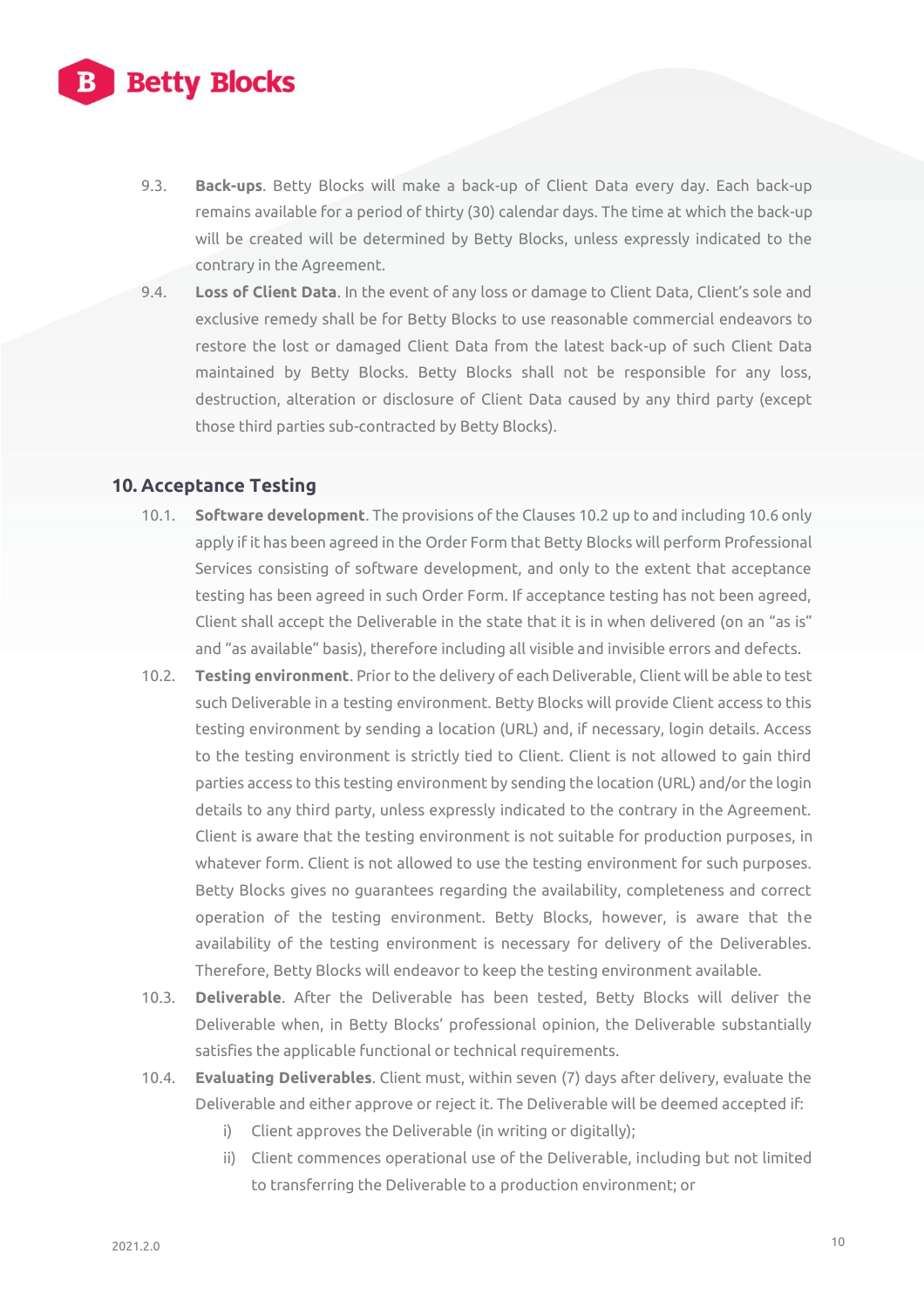9.3. **Back-ups**. Betty Blocks will make a back-up of Client Data every day. Each back-up remains available for a period of thirty (30) calendar days. The time at which the back-up will be created will be determined by Betty Blocks, unless expressly indicated to the contrary in the Agreement.

9.4. **Loss of Client Data**. In the event of any loss or damage to Client Data, Client's sole and exclusive remedy shall be for Betty Blocks to use reasonable commercial endeavors to restore the lost or damaged Client Data from the latest back-up of such Client Data maintained by Betty Blocks. Betty Blocks shall not be responsible for any loss, destruction, alteration or disclosure of Client Data caused by any third party (except those third parties sub-contracted by Betty Blocks).

## 10. Acceptance Testing

10.1. **Software development**. The provisions of the Clauses 10.2 up to and including 10.6 only apply if it has been agreed in the Order Form that Betty Blocks will perform Professional Services consisting of software development, and only to the extent that acceptance testing has been agreed in such Order Form. If acceptance testing has not been agreed, Client shall accept the Deliverable in the state that it is in when delivered (on an "as is" and "as available" basis), therefore including all visible and invisible errors and defects.

10.2. **Testing environment**. Prior to the delivery of each Deliverable, Client will be able to test such Deliverable in a testing environment. Betty Blocks will provide Client access to this testing environment by sending a location (URL) and, if necessary, login details. Access to the testing environment is strictly tied to Client. Client is not allowed to gain third parties access to this testing environment by sending the location (URL) and/or the login details to any third party, unless expressly indicated to the contrary in the Agreement. Client is aware that the testing environment is not suitable for production purposes, in whatever form. Client is not allowed to use the testing environment for such purposes. Betty Blocks gives no guarantees regarding the availability, completeness and correct operation of the testing environment. Betty Blocks, however, is aware that the availability of the testing environment is necessary for delivery of the Deliverables. Therefore, Betty Blocks will endeavor to keep the testing environment available.

10.3. **Deliverable**. After the Deliverable has been tested, Betty Blocks will deliver the Deliverable when, in Betty Blocks' professional opinion, the Deliverable substantially satisfies the applicable functional or technical requirements.

10.4. **Evaluating Deliverables**. Client must, within seven (7) days after delivery, evaluate the Deliverable and either approve or reject it. The Deliverable will be deemed accepted if:

i) Client approves the Deliverable (in writing or digitally);

ii) Client commences operational use of the Deliverable, including but not limited to transferring the Deliverable to a production environment; or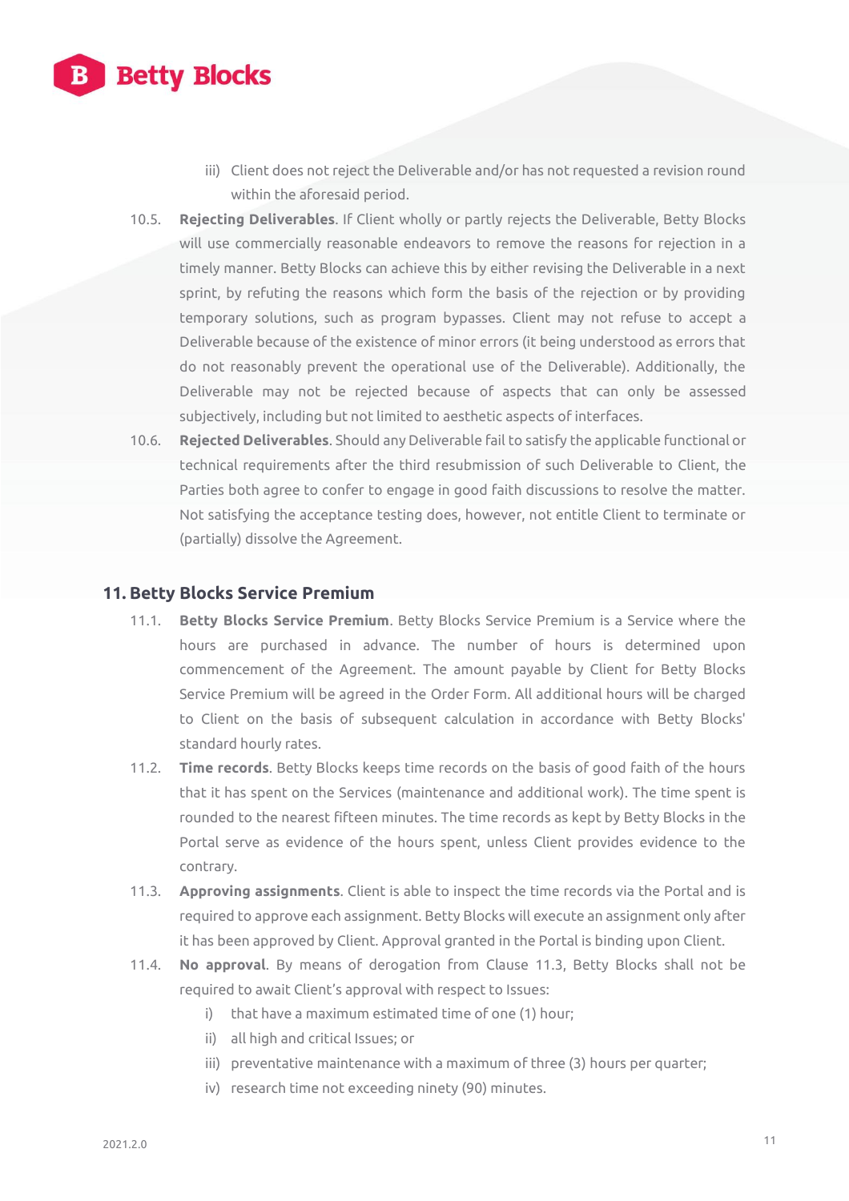iii) Client does not reject the Deliverable and/or has not requested a revision round within the aforesaid period.

10.5. **Rejecting Deliverables**. If Client wholly or partly rejects the Deliverable, Betty Blocks will use commercially reasonable endeavors to remove the reasons for rejection in a timely manner. Betty Blocks can achieve this by either revising the Deliverable in a next sprint, by refuting the reasons which form the basis of the rejection or by providing temporary solutions, such as program bypasses. Client may not refuse to accept a Deliverable because of the existence of minor errors (it being understood as errors that do not reasonably prevent the operational use of the Deliverable). Additionally, the Deliverable may not be rejected because of aspects that can only be assessed subjectively, including but not limited to aesthetic aspects of interfaces.

10.6. **Rejected Deliverables**. Should any Deliverable fail to satisfy the applicable functional or technical requirements after the third resubmission of such Deliverable to Client, the Parties both agree to confer to engage in good faith discussions to resolve the matter. Not satisfying the acceptance testing does, however, not entitle Client to terminate or (partially) dissolve the Agreement.

## 11. Betty Blocks Service Premium

11.1. **Betty Blocks Service Premium**. Betty Blocks Service Premium is a Service where the hours are purchased in advance. The number of hours is determined upon commencement of the Agreement. The amount payable by Client for Betty Blocks Service Premium will be agreed in the Order Form. All additional hours will be charged to Client on the basis of subsequent calculation in accordance with Betty Blocks' standard hourly rates.

11.2. **Time records**. Betty Blocks keeps time records on the basis of good faith of the hours that it has spent on the Services (maintenance and additional work). The time spent is rounded to the nearest fifteen minutes. The time records as kept by Betty Blocks in the Portal serve as evidence of the hours spent, unless Client provides evidence to the contrary.

11.3. **Approving assignments**. Client is able to inspect the time records via the Portal and is required to approve each assignment. Betty Blocks will execute an assignment only after it has been approved by Client. Approval granted in the Portal is binding upon Client.

11.4. **No approval**. By means of derogation from Clause 11.3, Betty Blocks shall not be required to await Client's approval with respect to Issues:

i) that have a maximum estimated time of one (1) hour;

ii) all high and critical Issues; or

iii) preventative maintenance with a maximum of three (3) hours per quarter;

iv) research time not exceeding ninety (90) minutes.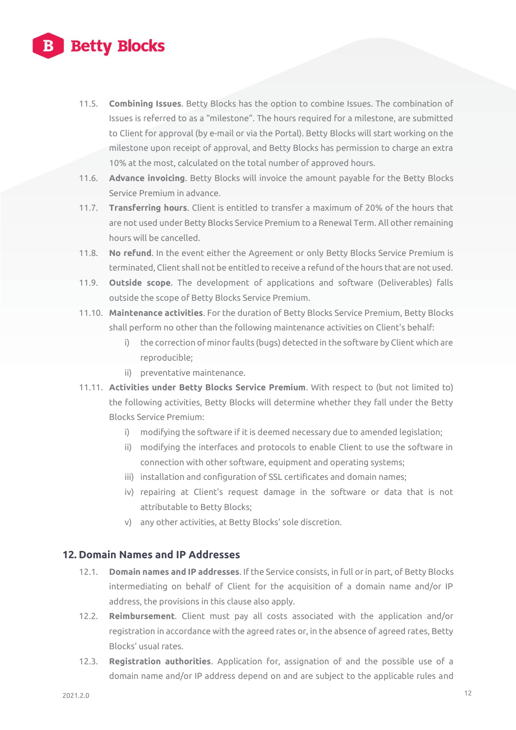11.5. **Combining Issues**. Betty Blocks has the option to combine Issues. The combination of Issues is referred to as a “milestone”. The hours required for a milestone, are submitted to Client for approval (by e-mail or via the Portal). Betty Blocks will start working on the milestone upon receipt of approval, and Betty Blocks has permission to charge an extra 10% at the most, calculated on the total number of approved hours.

11.6. **Advance invoicing**. Betty Blocks will invoice the amount payable for the Betty Blocks Service Premium in advance.

11.7. **Transferring hours**. Client is entitled to transfer a maximum of 20% of the hours that are not used under Betty Blocks Service Premium to a Renewal Term. All other remaining hours will be cancelled.

11.8. **No refund**. In the event either the Agreement or only Betty Blocks Service Premium is terminated, Client shall not be entitled to receive a refund of the hours that are not used.

11.9. **Outside scope**. The development of applications and software (Deliverables) falls outside the scope of Betty Blocks Service Premium.

11.10. **Maintenance activities**. For the duration of Betty Blocks Service Premium, Betty Blocks shall perform no other than the following maintenance activities on Client's behalf:

i) the correction of minor faults (bugs) detected in the software by Client which are reproducible;

ii) preventative maintenance.

11.11. **Activities under Betty Blocks Service Premium**. With respect to (but not limited to) the following activities, Betty Blocks will determine whether they fall under the Betty Blocks Service Premium:

i) modifying the software if it is deemed necessary due to amended legislation;

ii) modifying the interfaces and protocols to enable Client to use the software in connection with other software, equipment and operating systems;

iii) installation and configuration of SSL certificates and domain names;

iv) repairing at Client's request damage in the software or data that is not attributable to Betty Blocks;

v) any other activities, at Betty Blocks' sole discretion.

## 12. Domain Names and IP Addresses

12.1. **Domain names and IP addresses**. If the Service consists, in full or in part, of Betty Blocks intermediating on behalf of Client for the acquisition of a domain name and/or IP address, the provisions in this clause also apply.

12.2. **Reimbursement**. Client must pay all costs associated with the application and/or registration in accordance with the agreed rates or, in the absence of agreed rates, Betty Blocks' usual rates.

12.3. **Registration authorities**. Application for, assignation of and the possible use of a domain name and/or IP address depend on and are subject to the applicable rules and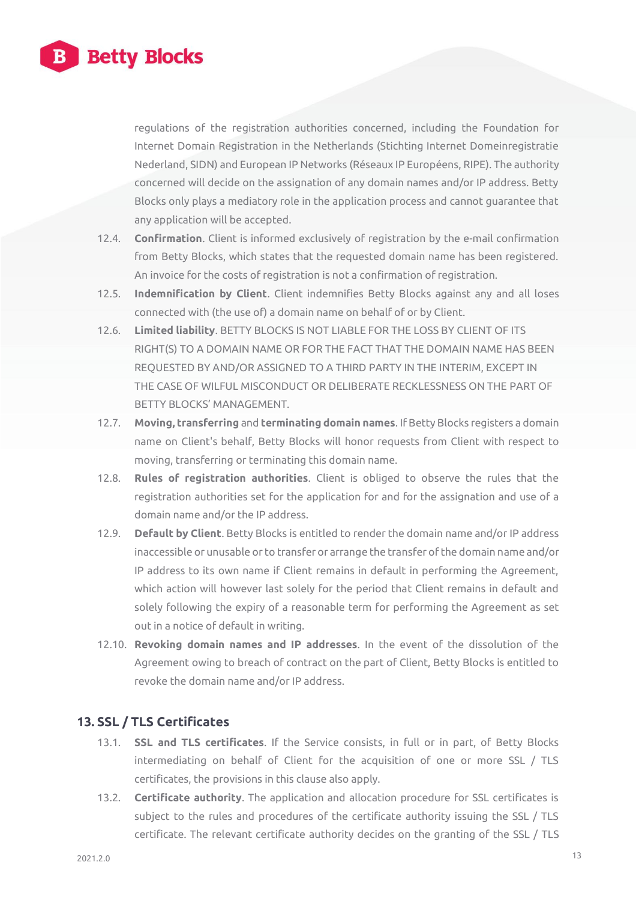regulations of the registration authorities concerned, including the Foundation for Internet Domain Registration in the Netherlands (Stichting Internet Domeinregistratie Nederland, SIDN) and European IP Networks (Réseaux IP Européens, RIPE). The authority concerned will decide on the assignation of any domain names and/or IP address. Betty Blocks only plays a mediatory role in the application process and cannot guarantee that any application will be accepted.

12.4. **Confirmation**. Client is informed exclusively of registration by the e-mail confirmation from Betty Blocks, which states that the requested domain name has been registered. An invoice for the costs of registration is not a confirmation of registration.

12.5. **Indemnification by Client**. Client indemnifies Betty Blocks against any and all loses connected with (the use of) a domain name on behalf of or by Client.

12.6. **Limited liability**. BETTY BLOCKS IS NOT LIABLE FOR THE LOSS BY CLIENT OF ITS RIGHT(S) TO A DOMAIN NAME OR FOR THE FACT THAT THE DOMAIN NAME HAS BEEN REQUESTED BY AND/OR ASSIGNED TO A THIRD PARTY IN THE INTERIM, EXCEPT IN THE CASE OF WILFUL MISCONDUCT OR DELIBERATE RECKLESSNESS ON THE PART OF BETTY BLOCKS' MANAGEMENT.

12.7. **Moving, transferring** and **terminating domain names**. If Betty Blocks registers a domain name on Client's behalf, Betty Blocks will honor requests from Client with respect to moving, transferring or terminating this domain name.

12.8. **Rules of registration authorities**. Client is obliged to observe the rules that the registration authorities set for the application for and for the assignation and use of a domain name and/or the IP address.

12.9. **Default by Client**. Betty Blocks is entitled to render the domain name and/or IP address inaccessible or unusable or to transfer or arrange the transfer of the domain name and/or IP address to its own name if Client remains in default in performing the Agreement, which action will however last solely for the period that Client remains in default and solely following the expiry of a reasonable term for performing the Agreement as set out in a notice of default in writing.

12.10. **Revoking domain names and IP addresses**. In the event of the dissolution of the Agreement owing to breach of contract on the part of Client, Betty Blocks is entitled to revoke the domain name and/or IP address.

## 13. SSL / TLS Certificates

13.1. **SSL and TLS certificates**. If the Service consists, in full or in part, of Betty Blocks intermediating on behalf of Client for the acquisition of one or more SSL / TLS certificates, the provisions in this clause also apply.

13.2. **Certificate authority**. The application and allocation procedure for SSL certificates is subject to the rules and procedures of the certificate authority issuing the SSL / TLS certificate. The relevant certificate authority decides on the granting of the SSL / TLS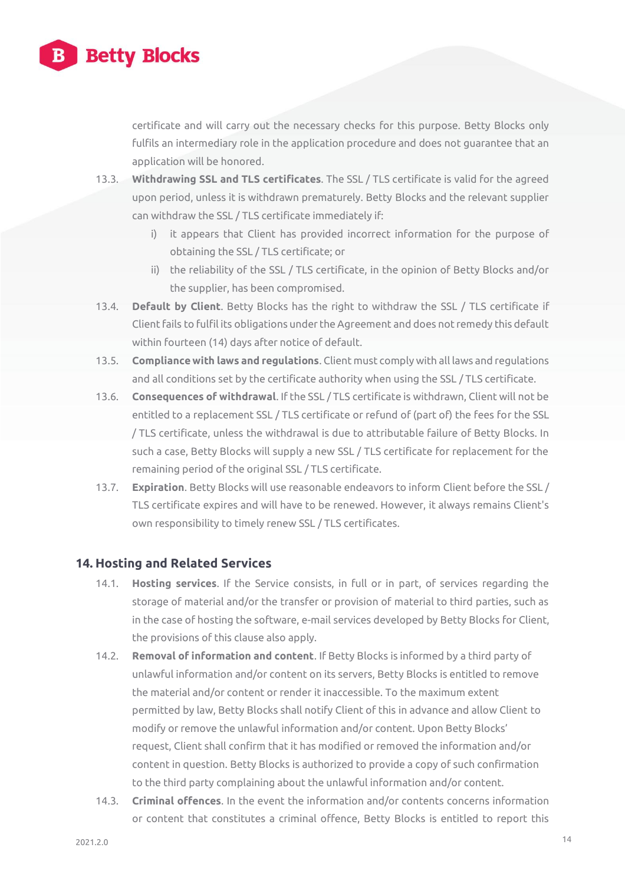certificate and will carry out the necessary checks for this purpose. Betty Blocks only fulfils an intermediary role in the application procedure and does not guarantee that an application will be honored.

13.3. **Withdrawing SSL and TLS certificates**. The SSL / TLS certificate is valid for the agreed upon period, unless it is withdrawn prematurely. Betty Blocks and the relevant supplier can withdraw the SSL / TLS certificate immediately if:

- i) it appears that Client has provided incorrect information for the purpose of obtaining the SSL / TLS certificate; or
- ii) the reliability of the SSL / TLS certificate, in the opinion of Betty Blocks and/or the supplier, has been compromised.

13.4. **Default by Client**. Betty Blocks has the right to withdraw the SSL / TLS certificate if Client fails to fulfil its obligations under the Agreement and does not remedy this default within fourteen (14) days after notice of default.

13.5. **Compliance with laws and regulations**. Client must comply with all laws and regulations and all conditions set by the certificate authority when using the SSL / TLS certificate.

13.6. **Consequences of withdrawal**. If the SSL / TLS certificate is withdrawn, Client will not be entitled to a replacement SSL / TLS certificate or refund of (part of) the fees for the SSL / TLS certificate, unless the withdrawal is due to attributable failure of Betty Blocks. In such a case, Betty Blocks will supply a new SSL / TLS certificate for replacement for the remaining period of the original SSL / TLS certificate.

13.7. **Expiration**. Betty Blocks will use reasonable endeavors to inform Client before the SSL / TLS certificate expires and will have to be renewed. However, it always remains Client's own responsibility to timely renew SSL / TLS certificates.

## 14. Hosting and Related Services

14.1. **Hosting services**. If the Service consists, in full or in part, of services regarding the storage of material and/or the transfer or provision of material to third parties, such as in the case of hosting the software, e-mail services developed by Betty Blocks for Client, the provisions of this clause also apply.

14.2. **Removal of information and content**. If Betty Blocks is informed by a third party of unlawful information and/or content on its servers, Betty Blocks is entitled to remove the material and/or content or render it inaccessible. To the maximum extent permitted by law, Betty Blocks shall notify Client of this in advance and allow Client to modify or remove the unlawful information and/or content. Upon Betty Blocks' request, Client shall confirm that it has modified or removed the information and/or content in question. Betty Blocks is authorized to provide a copy of such confirmation to the third party complaining about the unlawful information and/or content.

14.3. **Criminal offences**. In the event the information and/or contents concerns information or content that constitutes a criminal offence, Betty Blocks is entitled to report this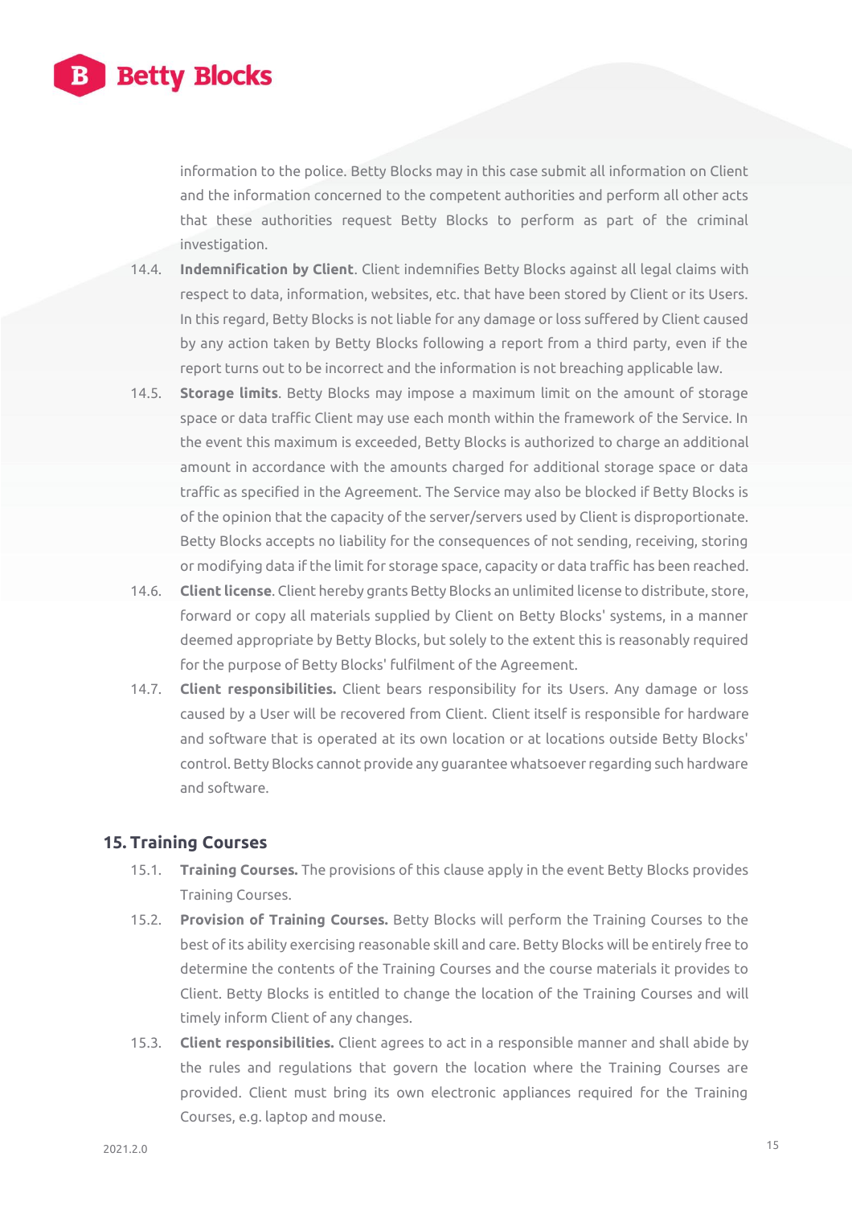information to the police. Betty Blocks may in this case submit all information on Client and the information concerned to the competent authorities and perform all other acts that these authorities request Betty Blocks to perform as part of the criminal investigation.

14.4. **Indemnification by Client**. Client indemnifies Betty Blocks against all legal claims with respect to data, information, websites, etc. that have been stored by Client or its Users. In this regard, Betty Blocks is not liable for any damage or loss suffered by Client caused by any action taken by Betty Blocks following a report from a third party, even if the report turns out to be incorrect and the information is not breaching applicable law.

14.5. **Storage limits**. Betty Blocks may impose a maximum limit on the amount of storage space or data traffic Client may use each month within the framework of the Service. In the event this maximum is exceeded, Betty Blocks is authorized to charge an additional amount in accordance with the amounts charged for additional storage space or data traffic as specified in the Agreement. The Service may also be blocked if Betty Blocks is of the opinion that the capacity of the server/servers used by Client is disproportionate. Betty Blocks accepts no liability for the consequences of not sending, receiving, storing or modifying data if the limit for storage space, capacity or data traffic has been reached.

14.6. **Client license**. Client hereby grants Betty Blocks an unlimited license to distribute, store, forward or copy all materials supplied by Client on Betty Blocks' systems, in a manner deemed appropriate by Betty Blocks, but solely to the extent this is reasonably required for the purpose of Betty Blocks' fulfilment of the Agreement.

14.7. **Client responsibilities.** Client bears responsibility for its Users. Any damage or loss caused by a User will be recovered from Client. Client itself is responsible for hardware and software that is operated at its own location or at locations outside Betty Blocks' control. Betty Blocks cannot provide any guarantee whatsoever regarding such hardware and software.

## 15. Training Courses

15.1. **Training Courses.** The provisions of this clause apply in the event Betty Blocks provides Training Courses.

15.2. **Provision of Training Courses.** Betty Blocks will perform the Training Courses to the best of its ability exercising reasonable skill and care. Betty Blocks will be entirely free to determine the contents of the Training Courses and the course materials it provides to Client. Betty Blocks is entitled to change the location of the Training Courses and will timely inform Client of any changes.

15.3. **Client responsibilities.** Client agrees to act in a responsible manner and shall abide by the rules and regulations that govern the location where the Training Courses are provided. Client must bring its own electronic appliances required for the Training Courses, e.g. laptop and mouse.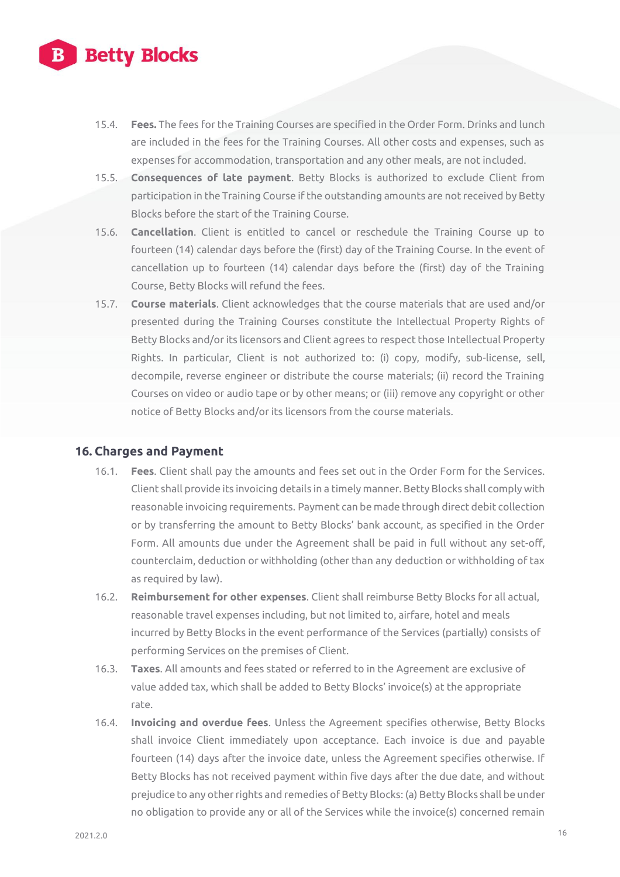15.4. **Fees.** The fees for the Training Courses are specified in the Order Form. Drinks and lunch are included in the fees for the Training Courses. All other costs and expenses, such as expenses for accommodation, transportation and any other meals, are not included.

15.5. **Consequences of late payment**. Betty Blocks is authorized to exclude Client from participation in the Training Course if the outstanding amounts are not received by Betty Blocks before the start of the Training Course.

15.6. **Cancellation**. Client is entitled to cancel or reschedule the Training Course up to fourteen (14) calendar days before the (first) day of the Training Course. In the event of cancellation up to fourteen (14) calendar days before the (first) day of the Training Course, Betty Blocks will refund the fees.

15.7. **Course materials**. Client acknowledges that the course materials that are used and/or presented during the Training Courses constitute the Intellectual Property Rights of Betty Blocks and/or its licensors and Client agrees to respect those Intellectual Property Rights. In particular, Client is not authorized to: (i) copy, modify, sub-license, sell, decompile, reverse engineer or distribute the course materials; (ii) record the Training Courses on video or audio tape or by other means; or (iii) remove any copyright or other notice of Betty Blocks and/or its licensors from the course materials.

## 16. Charges and Payment

16.1. **Fees**. Client shall pay the amounts and fees set out in the Order Form for the Services. Client shall provide its invoicing details in a timely manner. Betty Blocks shall comply with reasonable invoicing requirements. Payment can be made through direct debit collection or by transferring the amount to Betty Blocks' bank account, as specified in the Order Form. All amounts due under the Agreement shall be paid in full without any set-off, counterclaim, deduction or withholding (other than any deduction or withholding of tax as required by law).

16.2. **Reimbursement for other expenses**. Client shall reimburse Betty Blocks for all actual, reasonable travel expenses including, but not limited to, airfare, hotel and meals incurred by Betty Blocks in the event performance of the Services (partially) consists of performing Services on the premises of Client.

16.3. **Taxes**. All amounts and fees stated or referred to in the Agreement are exclusive of value added tax, which shall be added to Betty Blocks' invoice(s) at the appropriate rate.

16.4. **Invoicing and overdue fees**. Unless the Agreement specifies otherwise, Betty Blocks shall invoice Client immediately upon acceptance. Each invoice is due and payable fourteen (14) days after the invoice date, unless the Agreement specifies otherwise. If Betty Blocks has not received payment within five days after the due date, and without prejudice to any other rights and remedies of Betty Blocks: (a) Betty Blocks shall be under no obligation to provide any or all of the Services while the invoice(s) concerned remain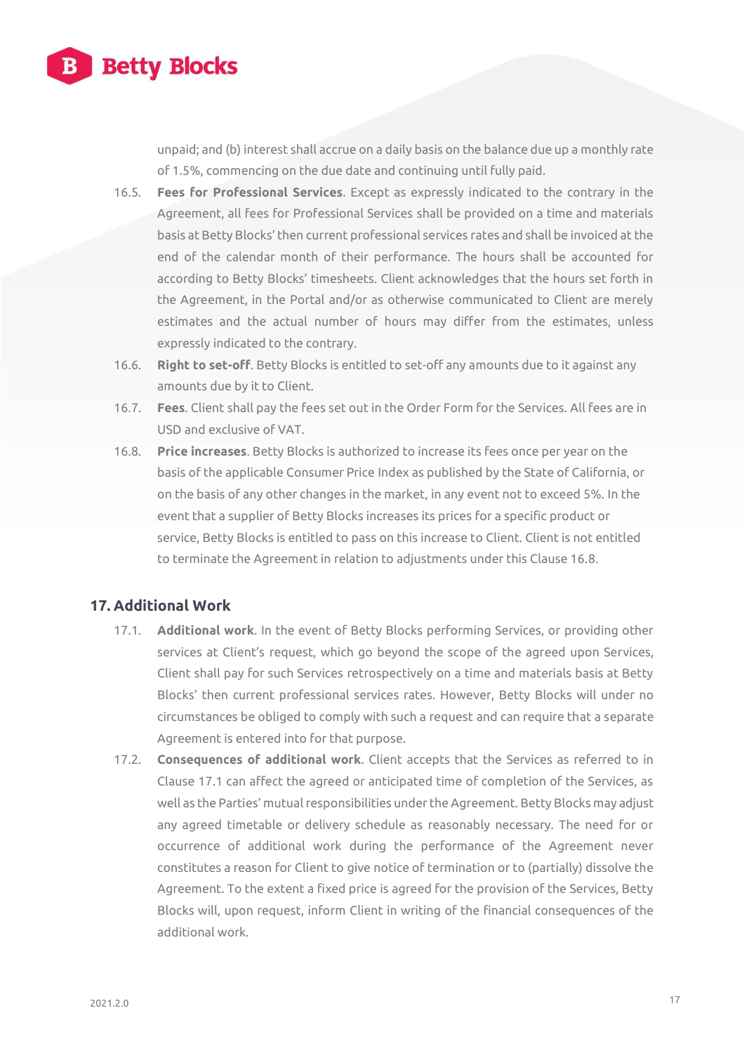unpaid; and (b) interest shall accrue on a daily basis on the balance due up a monthly rate of 1.5%, commencing on the due date and continuing until fully paid.

16.5. **Fees for Professional Services**. Except as expressly indicated to the contrary in the Agreement, all fees for Professional Services shall be provided on a time and materials basis at Betty Blocks' then current professional services rates and shall be invoiced at the end of the calendar month of their performance. The hours shall be accounted for according to Betty Blocks' timesheets. Client acknowledges that the hours set forth in the Agreement, in the Portal and/or as otherwise communicated to Client are merely estimates and the actual number of hours may differ from the estimates, unless expressly indicated to the contrary.

16.6. **Right to set-off**. Betty Blocks is entitled to set-off any amounts due to it against any amounts due by it to Client.

16.7. **Fees**. Client shall pay the fees set out in the Order Form for the Services. All fees are in USD and exclusive of VAT.

16.8. **Price increases**. Betty Blocks is authorized to increase its fees once per year on the basis of the applicable Consumer Price Index as published by the State of California, or on the basis of any other changes in the market, in any event not to exceed 5%. In the event that a supplier of Betty Blocks increases its prices for a specific product or service, Betty Blocks is entitled to pass on this increase to Client. Client is not entitled to terminate the Agreement in relation to adjustments under this Clause 16.8.

## 17. Additional Work

17.1. **Additional work**. In the event of Betty Blocks performing Services, or providing other services at Client's request, which go beyond the scope of the agreed upon Services, Client shall pay for such Services retrospectively on a time and materials basis at Betty Blocks' then current professional services rates. However, Betty Blocks will under no circumstances be obliged to comply with such a request and can require that a separate Agreement is entered into for that purpose.

17.2. **Consequences of additional work**. Client accepts that the Services as referred to in Clause 17.1 can affect the agreed or anticipated time of completion of the Services, as well as the Parties' mutual responsibilities under the Agreement. Betty Blocks may adjust any agreed timetable or delivery schedule as reasonably necessary. The need for or occurrence of additional work during the performance of the Agreement never constitutes a reason for Client to give notice of termination or to (partially) dissolve the Agreement. To the extent a fixed price is agreed for the provision of the Services, Betty Blocks will, upon request, inform Client in writing of the financial consequences of the additional work.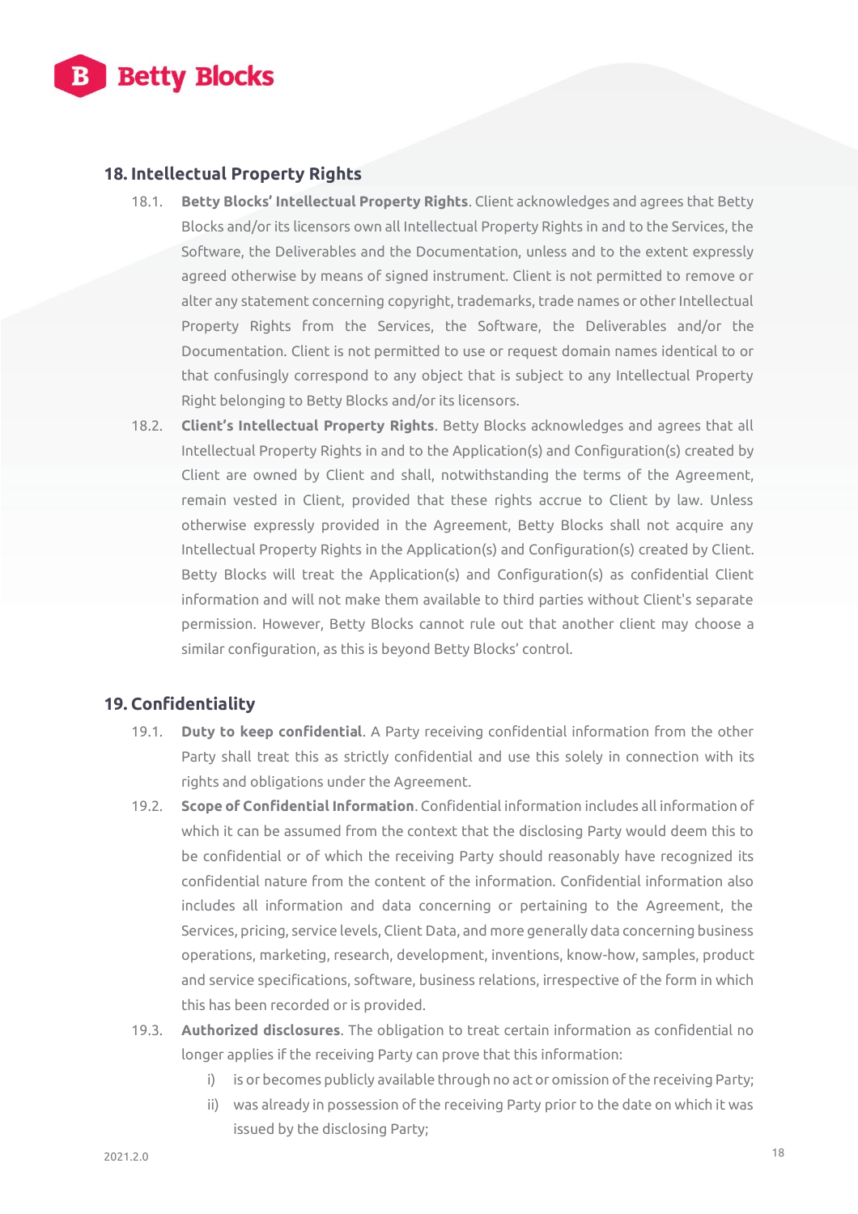## 18. Intellectual Property Rights

18.1. **Betty Blocks' Intellectual Property Rights**. Client acknowledges and agrees that Betty Blocks and/or its licensors own all Intellectual Property Rights in and to the Services, the Software, the Deliverables and the Documentation, unless and to the extent expressly agreed otherwise by means of signed instrument. Client is not permitted to remove or alter any statement concerning copyright, trademarks, trade names or other Intellectual Property Rights from the Services, the Software, the Deliverables and/or the Documentation. Client is not permitted to use or request domain names identical to or that confusingly correspond to any object that is subject to any Intellectual Property Right belonging to Betty Blocks and/or its licensors.

18.2. **Client's Intellectual Property Rights**. Betty Blocks acknowledges and agrees that all Intellectual Property Rights in and to the Application(s) and Configuration(s) created by Client are owned by Client and shall, notwithstanding the terms of the Agreement, remain vested in Client, provided that these rights accrue to Client by law. Unless otherwise expressly provided in the Agreement, Betty Blocks shall not acquire any Intellectual Property Rights in the Application(s) and Configuration(s) created by Client. Betty Blocks will treat the Application(s) and Configuration(s) as confidential Client information and will not make them available to third parties without Client's separate permission. However, Betty Blocks cannot rule out that another client may choose a similar configuration, as this is beyond Betty Blocks' control.

## 19. Confidentiality

19.1. **Duty to keep confidential**. A Party receiving confidential information from the other Party shall treat this as strictly confidential and use this solely in connection with its rights and obligations under the Agreement.

19.2. **Scope of Confidential Information**. Confidential information includes all information of which it can be assumed from the context that the disclosing Party would deem this to be confidential or of which the receiving Party should reasonably have recognized its confidential nature from the content of the information. Confidential information also includes all information and data concerning or pertaining to the Agreement, the Services, pricing, service levels, Client Data, and more generally data concerning business operations, marketing, research, development, inventions, know-how, samples, product and service specifications, software, business relations, irrespective of the form in which this has been recorded or is provided.

19.3. **Authorized disclosures**. The obligation to treat certain information as confidential no longer applies if the receiving Party can prove that this information:

i) is or becomes publicly available through no act or omission of the receiving Party;

ii) was already in possession of the receiving Party prior to the date on which it was issued by the disclosing Party;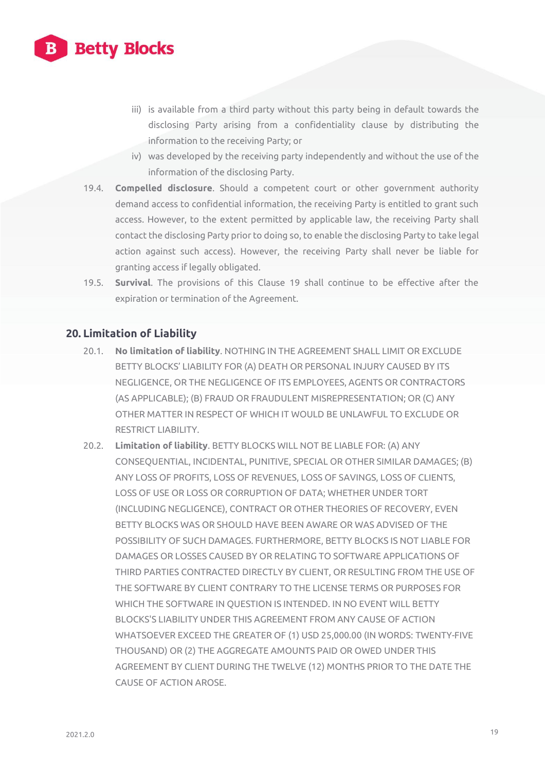iii) is available from a third party without this party being in default towards the disclosing Party arising from a confidentiality clause by distributing the information to the receiving Party; or

iv) was developed by the receiving party independently and without the use of the information of the disclosing Party.

19.4. **Compelled disclosure**. Should a competent court or other government authority demand access to confidential information, the receiving Party is entitled to grant such access. However, to the extent permitted by applicable law, the receiving Party shall contact the disclosing Party prior to doing so, to enable the disclosing Party to take legal action against such access). However, the receiving Party shall never be liable for granting access if legally obligated.

19.5. **Survival**. The provisions of this Clause 19 shall continue to be effective after the expiration or termination of the Agreement.

## 20. Limitation of Liability

20.1. **No limitation of liability**. NOTHING IN THE AGREEMENT SHALL LIMIT OR EXCLUDE BETTY BLOCKS' LIABILITY FOR (A) DEATH OR PERSONAL INJURY CAUSED BY ITS NEGLIGENCE, OR THE NEGLIGENCE OF ITS EMPLOYEES, AGENTS OR CONTRACTORS (AS APPLICABLE); (B) FRAUD OR FRAUDULENT MISREPRESENTATION; OR (C) ANY OTHER MATTER IN RESPECT OF WHICH IT WOULD BE UNLAWFUL TO EXCLUDE OR RESTRICT LIABILITY.

20.2. **Limitation of liability**. BETTY BLOCKS WILL NOT BE LIABLE FOR: (A) ANY CONSEQUENTIAL, INCIDENTAL, PUNITIVE, SPECIAL OR OTHER SIMILAR DAMAGES; (B) ANY LOSS OF PROFITS, LOSS OF REVENUES, LOSS OF SAVINGS, LOSS OF CLIENTS, LOSS OF USE OR LOSS OR CORRUPTION OF DATA; WHETHER UNDER TORT (INCLUDING NEGLIGENCE), CONTRACT OR OTHER THEORIES OF RECOVERY, EVEN BETTY BLOCKS WAS OR SHOULD HAVE BEEN AWARE OR WAS ADVISED OF THE POSSIBILITY OF SUCH DAMAGES. FURTHERMORE, BETTY BLOCKS IS NOT LIABLE FOR DAMAGES OR LOSSES CAUSED BY OR RELATING TO SOFTWARE APPLICATIONS OF THIRD PARTIES CONTRACTED DIRECTLY BY CLIENT, OR RESULTING FROM THE USE OF THE SOFTWARE BY CLIENT CONTRARY TO THE LICENSE TERMS OR PURPOSES FOR WHICH THE SOFTWARE IN QUESTION IS INTENDED. IN NO EVENT WILL BETTY BLOCKS'S LIABILITY UNDER THIS AGREEMENT FROM ANY CAUSE OF ACTION WHATSOEVER EXCEED THE GREATER OF (1) USD 25,000.00 (IN WORDS: TWENTY-FIVE THOUSAND) OR (2) THE AGGREGATE AMOUNTS PAID OR OWED UNDER THIS AGREEMENT BY CLIENT DURING THE TWELVE (12) MONTHS PRIOR TO THE DATE THE CAUSE OF ACTION AROSE.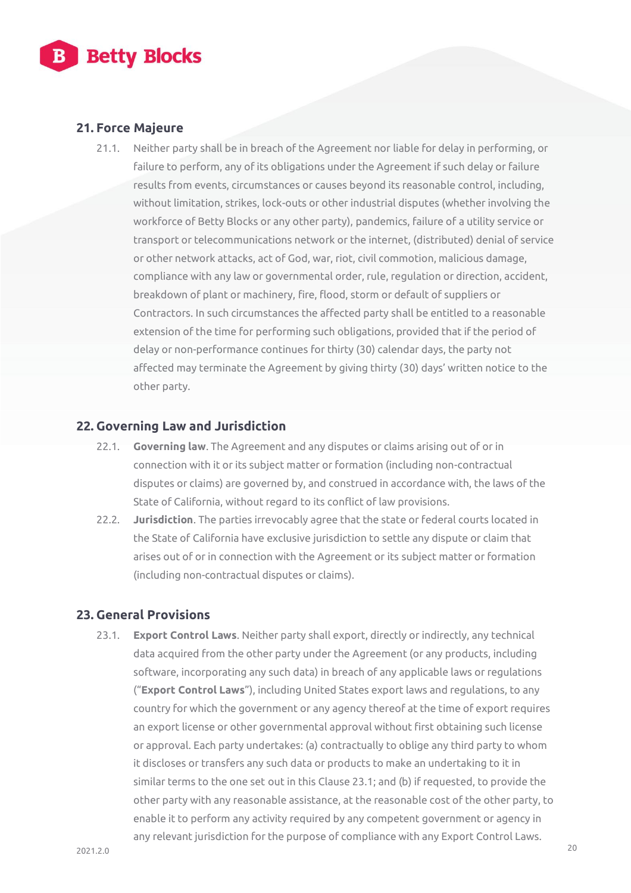## 21. Force Majeure

21.1. Neither party shall be in breach of the Agreement nor liable for delay in performing, or failure to perform, any of its obligations under the Agreement if such delay or failure results from events, circumstances or causes beyond its reasonable control, including, without limitation, strikes, lock-outs or other industrial disputes (whether involving the workforce of Betty Blocks or any other party), pandemics, failure of a utility service or transport or telecommunications network or the internet, (distributed) denial of service or other network attacks, act of God, war, riot, civil commotion, malicious damage, compliance with any law or governmental order, rule, regulation or direction, accident, breakdown of plant or machinery, fire, flood, storm or default of suppliers or Contractors. In such circumstances the affected party shall be entitled to a reasonable extension of the time for performing such obligations, provided that if the period of delay or non-performance continues for thirty (30) calendar days, the party not affected may terminate the Agreement by giving thirty (30) days' written notice to the other party.

## 22. Governing Law and Jurisdiction

22.1. **Governing law**. The Agreement and any disputes or claims arising out of or in connection with it or its subject matter or formation (including non-contractual disputes or claims) are governed by, and construed in accordance with, the laws of the State of California, without regard to its conflict of law provisions.

22.2. **Jurisdiction**. The parties irrevocably agree that the state or federal courts located in the State of California have exclusive jurisdiction to settle any dispute or claim that arises out of or in connection with the Agreement or its subject matter or formation (including non-contractual disputes or claims).

## 23. General Provisions

23.1. **Export Control Laws**. Neither party shall export, directly or indirectly, any technical data acquired from the other party under the Agreement (or any products, including software, incorporating any such data) in breach of any applicable laws or regulations ("**Export Control Laws**"), including United States export laws and regulations, to any country for which the government or any agency thereof at the time of export requires an export license or other governmental approval without first obtaining such license or approval. Each party undertakes: (a) contractually to oblige any third party to whom it discloses or transfers any such data or products to make an undertaking to it in similar terms to the one set out in this Clause 23.1; and (b) if requested, to provide the other party with any reasonable assistance, at the reasonable cost of the other party, to enable it to perform any activity required by any competent government or agency in any relevant jurisdiction for the purpose of compliance with any Export Control Laws.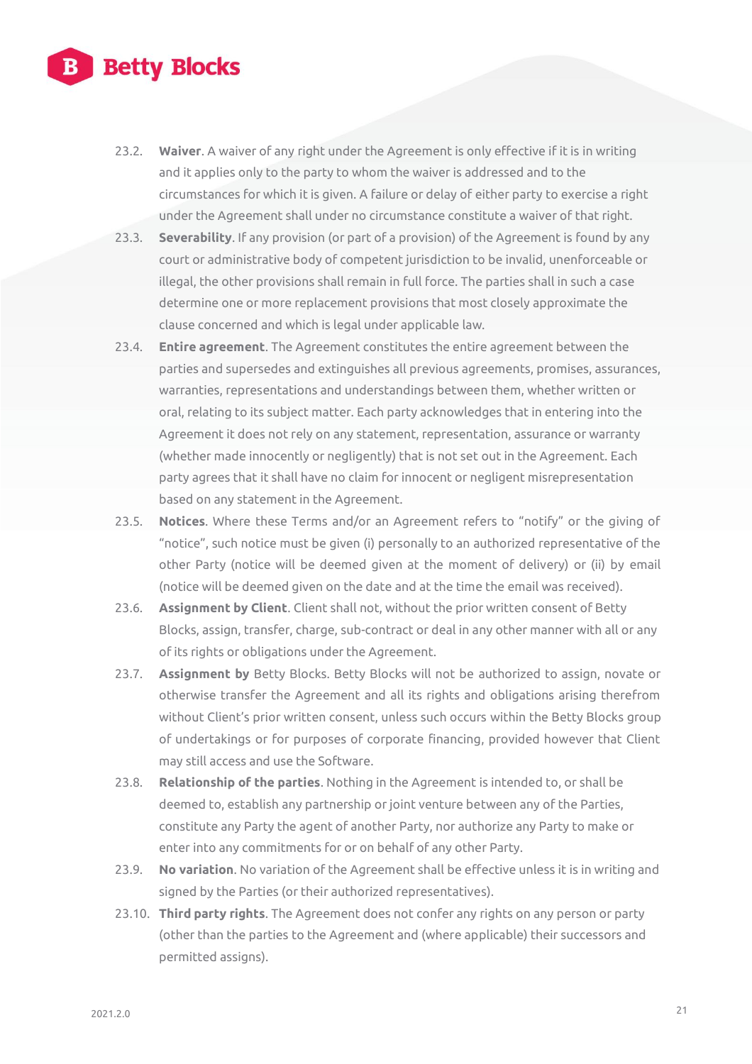23.2. **Waiver**. A waiver of any right under the Agreement is only effective if it is in writing and it applies only to the party to whom the waiver is addressed and to the circumstances for which it is given. A failure or delay of either party to exercise a right under the Agreement shall under no circumstance constitute a waiver of that right.

23.3. **Severability**. If any provision (or part of a provision) of the Agreement is found by any court or administrative body of competent jurisdiction to be invalid, unenforceable or illegal, the other provisions shall remain in full force. The parties shall in such a case determine one or more replacement provisions that most closely approximate the clause concerned and which is legal under applicable law.

23.4. **Entire agreement**. The Agreement constitutes the entire agreement between the parties and supersedes and extinguishes all previous agreements, promises, assurances, warranties, representations and understandings between them, whether written or oral, relating to its subject matter. Each party acknowledges that in entering into the Agreement it does not rely on any statement, representation, assurance or warranty (whether made innocently or negligently) that is not set out in the Agreement. Each party agrees that it shall have no claim for innocent or negligent misrepresentation based on any statement in the Agreement.

23.5. **Notices**. Where these Terms and/or an Agreement refers to "notify" or the giving of "notice", such notice must be given (i) personally to an authorized representative of the other Party (notice will be deemed given at the moment of delivery) or (ii) by email (notice will be deemed given on the date and at the time the email was received).

23.6. **Assignment by Client**. Client shall not, without the prior written consent of Betty Blocks, assign, transfer, charge, sub-contract or deal in any other manner with all or any of its rights or obligations under the Agreement.

23.7. **Assignment by** Betty Blocks. Betty Blocks will not be authorized to assign, novate or otherwise transfer the Agreement and all its rights and obligations arising therefrom without Client's prior written consent, unless such occurs within the Betty Blocks group of undertakings or for purposes of corporate financing, provided however that Client may still access and use the Software.

23.8. **Relationship of the parties**. Nothing in the Agreement is intended to, or shall be deemed to, establish any partnership or joint venture between any of the Parties, constitute any Party the agent of another Party, nor authorize any Party to make or enter into any commitments for or on behalf of any other Party.

23.9. **No variation**. No variation of the Agreement shall be effective unless it is in writing and signed by the Parties (or their authorized representatives).

23.10. **Third party rights**. The Agreement does not confer any rights on any person or party (other than the parties to the Agreement and (where applicable) their successors and permitted assigns).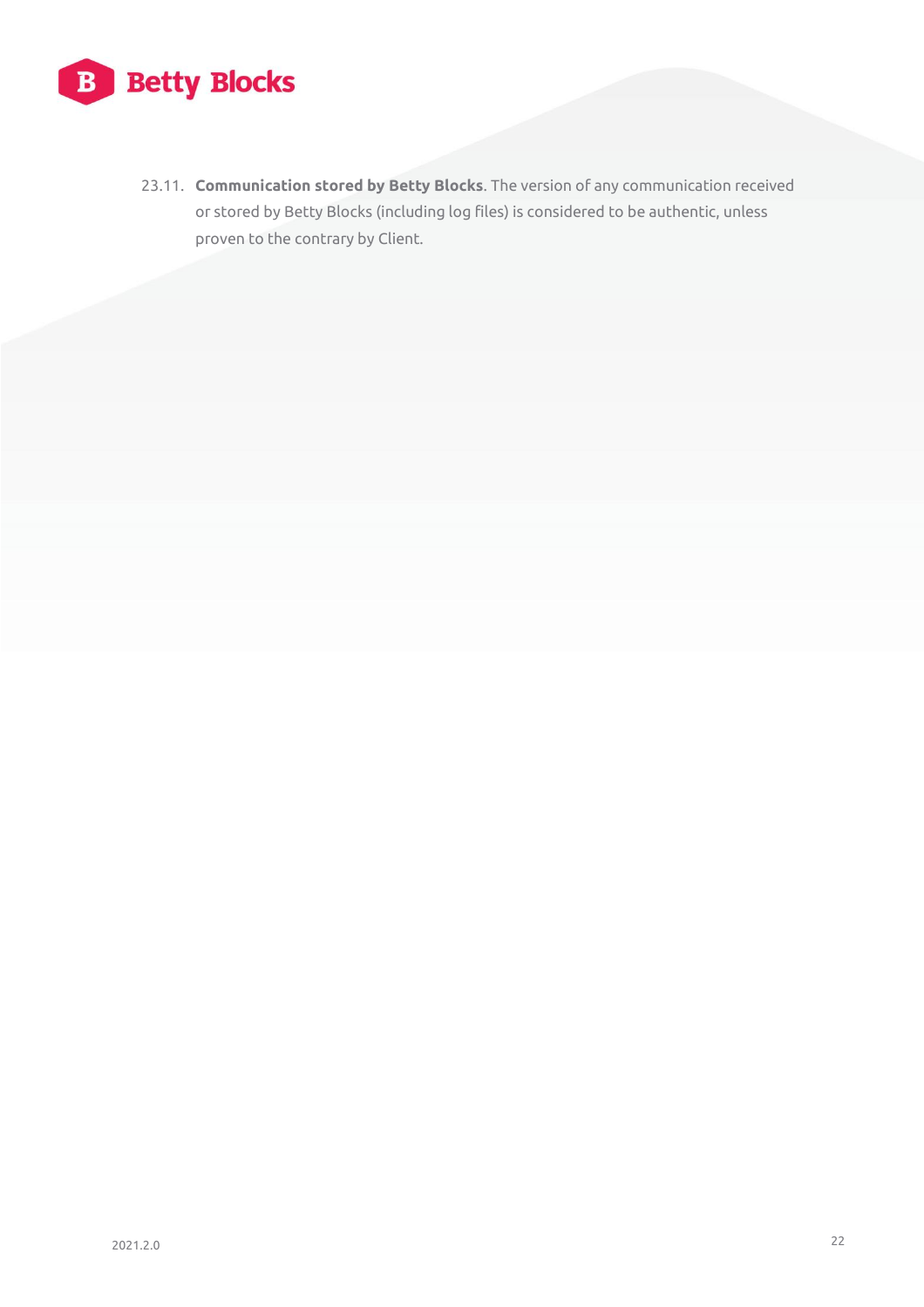23.11. **Communication stored by Betty Blocks**. The version of any communication received or stored by Betty Blocks (including log files) is considered to be authentic, unless proven to the contrary by Client.